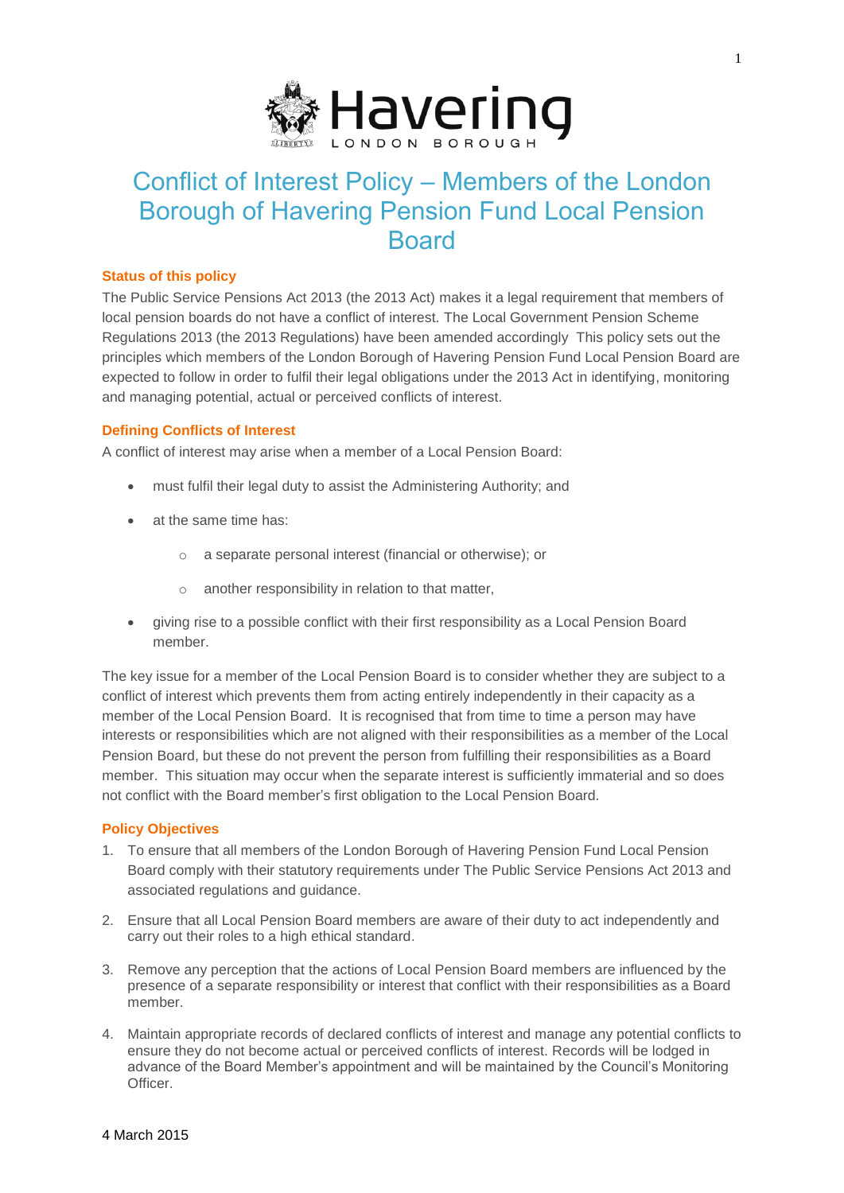# Conflict of Interest Policy – Members of the London Borough of Havering Pension Fund Local Pension Board

## Status of this policy

The Public Service Pensions Act 2013 (the 2013 Act) makes it a legal requirement that members of local pension boards do not have a conflict of interest. The Local Government Pension Scheme Regulations 2013 (the 2013 Regulations) have been amended accordingly This policy sets out the principles which members of the London Borough of Havering Pension Fund Local Pension Board are expected to follow in order to fulfil their legal obligations under the 2013 Act in identifying, monitoring and managing potential, actual or perceived conflicts of interest.

## Defining Conflicts of Interest

A conflict of interest may arise when a member of a Local Pension Board:

- must fulfil their legal duty to assist the Administering Authority; and
- at the same time has:
  - a separate personal interest (financial or otherwise); or
  - another responsibility in relation to that matter,
- giving rise to a possible conflict with their first responsibility as a Local Pension Board member.

The key issue for a member of the Local Pension Board is to consider whether they are subject to a conflict of interest which prevents them from acting entirely independently in their capacity as a member of the Local Pension Board. It is recognised that from time to time a person may have interests or responsibilities which are not aligned with their responsibilities as a member of the Local Pension Board, but these do not prevent the person from fulfilling their responsibilities as a Board member. This situation may occur when the separate interest is sufficiently immaterial and so does not conflict with the Board member's first obligation to the Local Pension Board.

## Policy Objectives

1. To ensure that all members of the London Borough of Havering Pension Fund Local Pension Board comply with their statutory requirements under The Public Service Pensions Act 2013 and associated regulations and guidance.
2. Ensure that all Local Pension Board members are aware of their duty to act independently and carry out their roles to a high ethical standard.
3. Remove any perception that the actions of Local Pension Board members are influenced by the presence of a separate responsibility or interest that conflict with their responsibilities as a Board member.
4. Maintain appropriate records of declared conflicts of interest and manage any potential conflicts to ensure they do not become actual or perceived conflicts of interest. Records will be lodged in advance of the Board Member's appointment and will be maintained by the Council's Monitoring Officer.

4 March 2015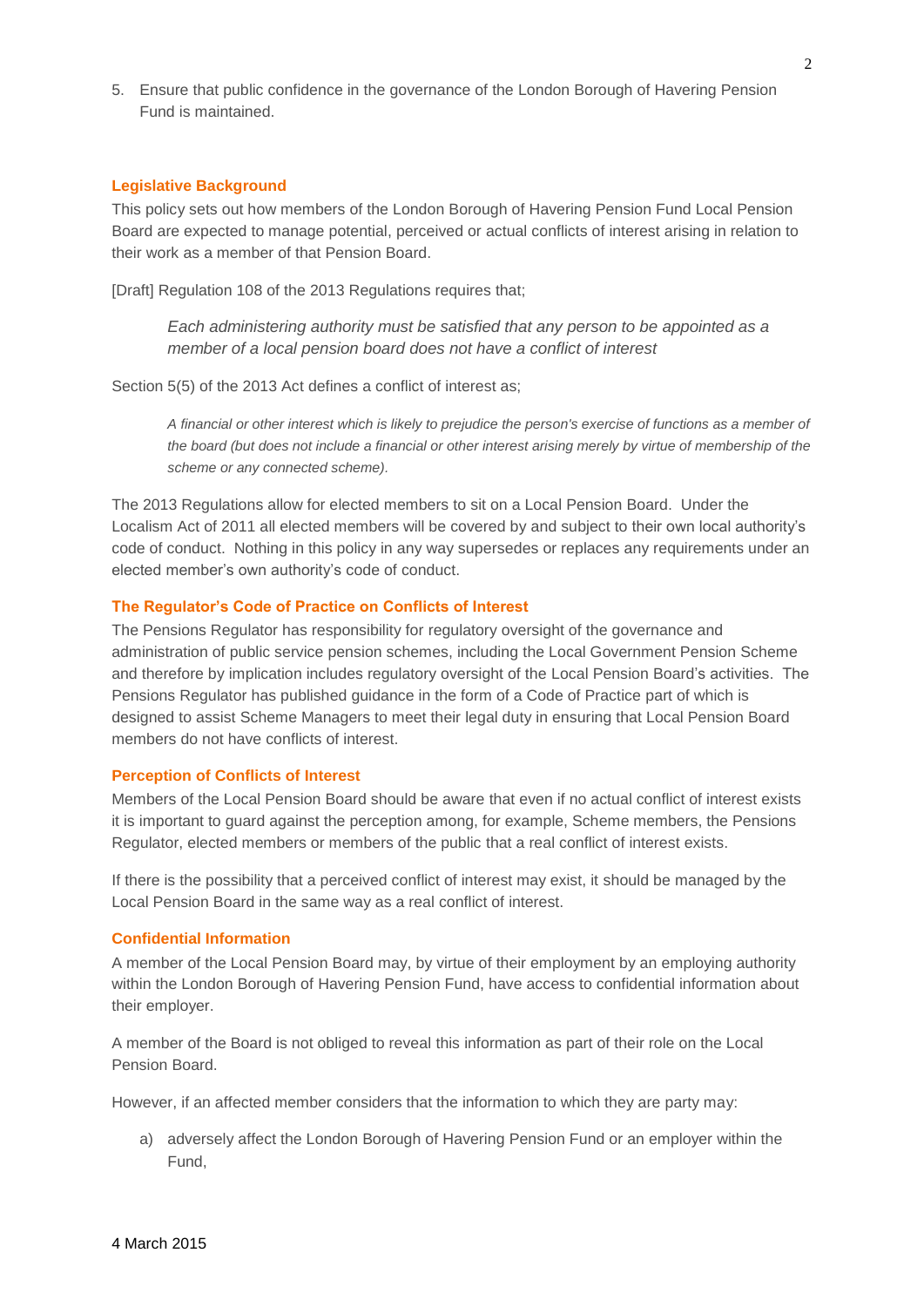5. Ensure that public confidence in the governance of the London Borough of Havering Pension Fund is maintained.

## Legislative Background

This policy sets out how members of the London Borough of Havering Pension Fund Local Pension Board are expected to manage potential, perceived or actual conflicts of interest arising in relation to their work as a member of that Pension Board.

[Draft] Regulation 108 of the 2013 Regulations requires that;

> *Each administering authority must be satisfied that any person to be appointed as a member of a local pension board does not have a conflict of interest*

Section 5(5) of the 2013 Act defines a conflict of interest as;

> *A financial or other interest which is likely to prejudice the person's exercise of functions as a member of the board (but does not include a financial or other interest arising merely by virtue of membership of the scheme or any connected scheme).*

The 2013 Regulations allow for elected members to sit on a Local Pension Board. Under the Localism Act of 2011 all elected members will be covered by and subject to their own local authority's code of conduct. Nothing in this policy in any way supersedes or replaces any requirements under an elected member's own authority's code of conduct.

## The Regulator's Code of Practice on Conflicts of Interest

The Pensions Regulator has responsibility for regulatory oversight of the governance and administration of public service pension schemes, including the Local Government Pension Scheme and therefore by implication includes regulatory oversight of the Local Pension Board's activities. The Pensions Regulator has published guidance in the form of a Code of Practice part of which is designed to assist Scheme Managers to meet their legal duty in ensuring that Local Pension Board members do not have conflicts of interest.

## Perception of Conflicts of Interest

Members of the Local Pension Board should be aware that even if no actual conflict of interest exists it is important to guard against the perception among, for example, Scheme members, the Pensions Regulator, elected members or members of the public that a real conflict of interest exists.

If there is the possibility that a perceived conflict of interest may exist, it should be managed by the Local Pension Board in the same way as a real conflict of interest.

## Confidential Information

A member of the Local Pension Board may, by virtue of their employment by an employing authority within the London Borough of Havering Pension Fund, have access to confidential information about their employer.

A member of the Board is not obliged to reveal this information as part of their role on the Local Pension Board.

However, if an affected member considers that the information to which they are party may:

a) adversely affect the London Borough of Havering Pension Fund or an employer within the Fund,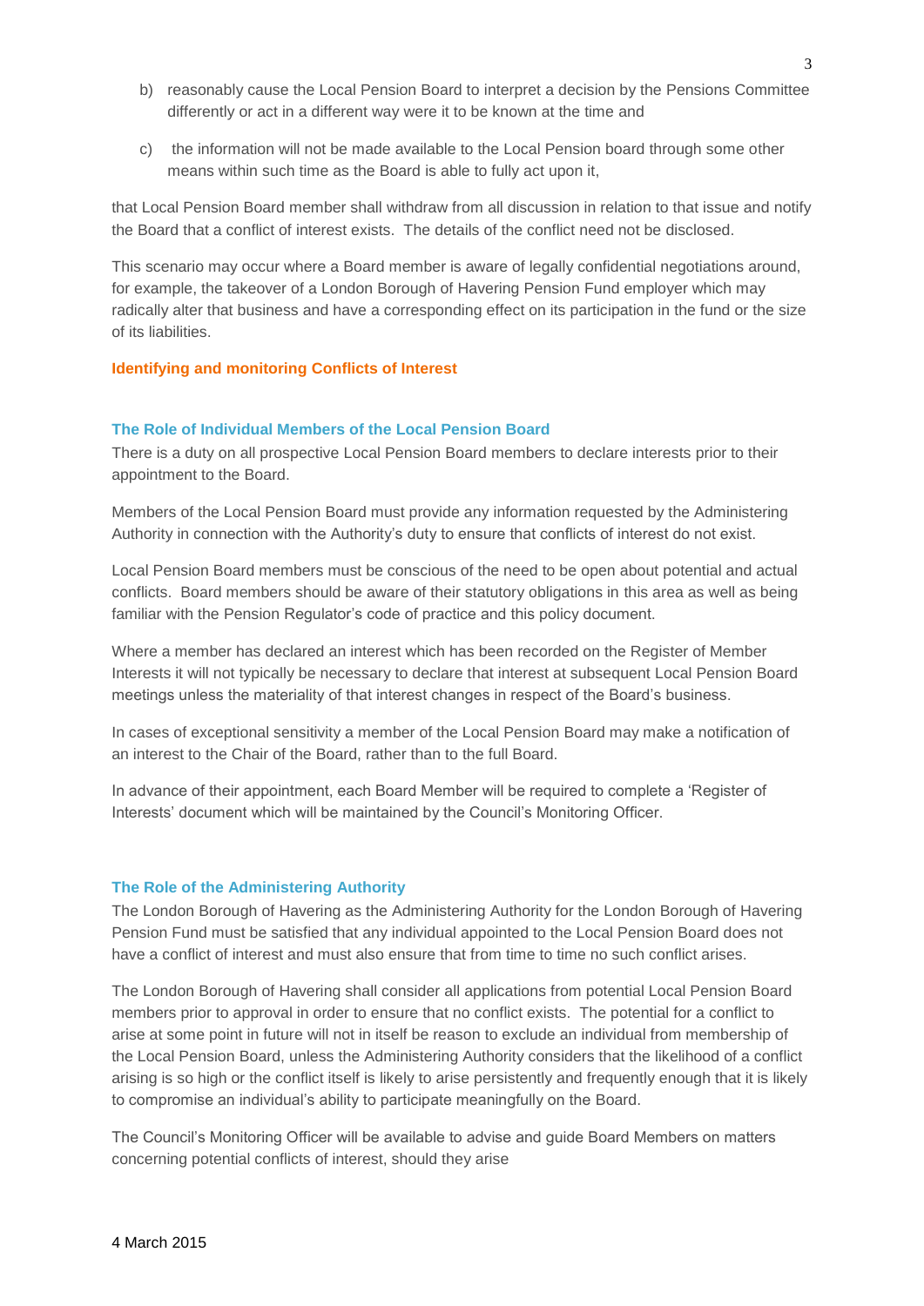b) reasonably cause the Local Pension Board to interpret a decision by the Pensions Committee differently or act in a different way were it to be known at the time and

c) the information will not be made available to the Local Pension board through some other means within such time as the Board is able to fully act upon it,

that Local Pension Board member shall withdraw from all discussion in relation to that issue and notify the Board that a conflict of interest exists. The details of the conflict need not be disclosed.

This scenario may occur where a Board member is aware of legally confidential negotiations around, for example, the takeover of a London Borough of Havering Pension Fund employer which may radically alter that business and have a corresponding effect on its participation in the fund or the size of its liabilities.

## Identifying and monitoring Conflicts of Interest

### The Role of Individual Members of the Local Pension Board

There is a duty on all prospective Local Pension Board members to declare interests prior to their appointment to the Board.

Members of the Local Pension Board must provide any information requested by the Administering Authority in connection with the Authority's duty to ensure that conflicts of interest do not exist.

Local Pension Board members must be conscious of the need to be open about potential and actual conflicts. Board members should be aware of their statutory obligations in this area as well as being familiar with the Pension Regulator's code of practice and this policy document.

Where a member has declared an interest which has been recorded on the Register of Member Interests it will not typically be necessary to declare that interest at subsequent Local Pension Board meetings unless the materiality of that interest changes in respect of the Board's business.

In cases of exceptional sensitivity a member of the Local Pension Board may make a notification of an interest to the Chair of the Board, rather than to the full Board.

In advance of their appointment, each Board Member will be required to complete a 'Register of Interests' document which will be maintained by the Council's Monitoring Officer.

### The Role of the Administering Authority

The London Borough of Havering as the Administering Authority for the London Borough of Havering Pension Fund must be satisfied that any individual appointed to the Local Pension Board does not have a conflict of interest and must also ensure that from time to time no such conflict arises.

The London Borough of Havering shall consider all applications from potential Local Pension Board members prior to approval in order to ensure that no conflict exists. The potential for a conflict to arise at some point in future will not in itself be reason to exclude an individual from membership of the Local Pension Board, unless the Administering Authority considers that the likelihood of a conflict arising is so high or the conflict itself is likely to arise persistently and frequently enough that it is likely to compromise an individual's ability to participate meaningfully on the Board.

The Council's Monitoring Officer will be available to advise and guide Board Members on matters concerning potential conflicts of interest, should they arise

4 March 2015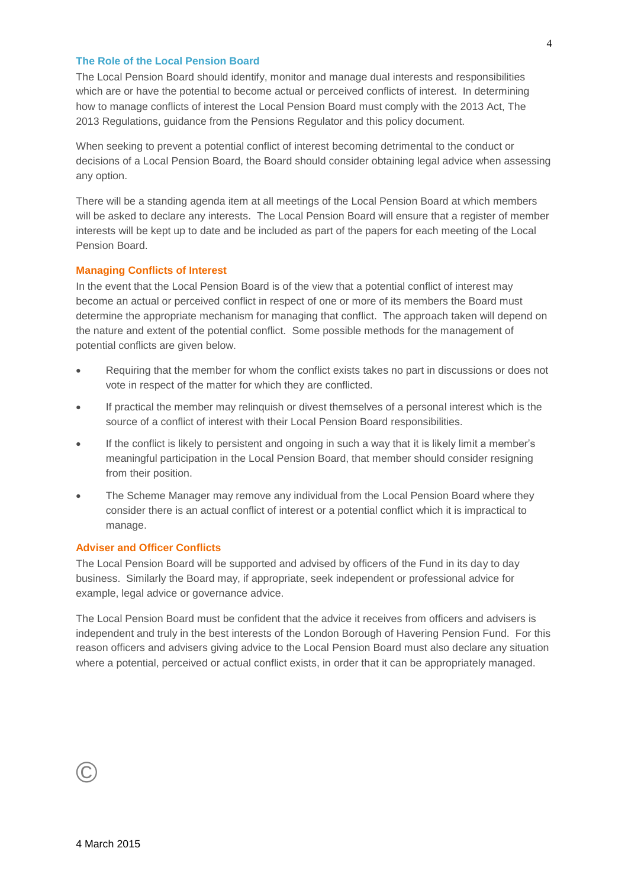## The Role of the Local Pension Board

The Local Pension Board should identify, monitor and manage dual interests and responsibilities which are or have the potential to become actual or perceived conflicts of interest. In determining how to manage conflicts of interest the Local Pension Board must comply with the 2013 Act, The 2013 Regulations, guidance from the Pensions Regulator and this policy document.

When seeking to prevent a potential conflict of interest becoming detrimental to the conduct or decisions of a Local Pension Board, the Board should consider obtaining legal advice when assessing any option.

There will be a standing agenda item at all meetings of the Local Pension Board at which members will be asked to declare any interests. The Local Pension Board will ensure that a register of member interests will be kept up to date and be included as part of the papers for each meeting of the Local Pension Board.

## Managing Conflicts of Interest

In the event that the Local Pension Board is of the view that a potential conflict of interest may become an actual or perceived conflict in respect of one or more of its members the Board must determine the appropriate mechanism for managing that conflict. The approach taken will depend on the nature and extent of the potential conflict. Some possible methods for the management of potential conflicts are given below.

- Requiring that the member for whom the conflict exists takes no part in discussions or does not vote in respect of the matter for which they are conflicted.
- If practical the member may relinquish or divest themselves of a personal interest which is the source of a conflict of interest with their Local Pension Board responsibilities.
- If the conflict is likely to persistent and ongoing in such a way that it is likely limit a member's meaningful participation in the Local Pension Board, that member should consider resigning from their position.
- The Scheme Manager may remove any individual from the Local Pension Board where they consider there is an actual conflict of interest or a potential conflict which it is impractical to manage.

## Adviser and Officer Conflicts

The Local Pension Board will be supported and advised by officers of the Fund in its day to day business. Similarly the Board may, if appropriate, seek independent or professional advice for example, legal advice or governance advice.

The Local Pension Board must be confident that the advice it receives from officers and advisers is independent and truly in the best interests of the London Borough of Havering Pension Fund. For this reason officers and advisers giving advice to the Local Pension Board must also declare any situation where a potential, perceived or actual conflict exists, in order that it can be appropriately managed.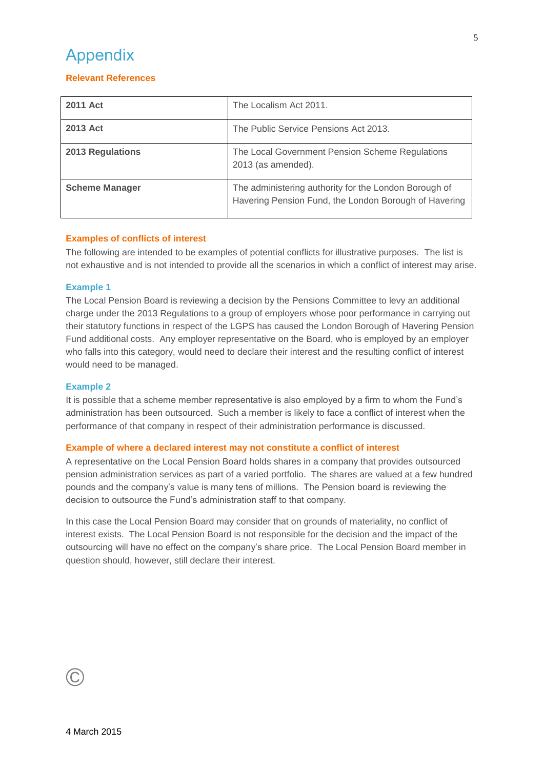# Appendix

**Relevant References**

| | |
|---|---|
| **2011 Act** | The Localism Act 2011. |
| **2013 Act** | The Public Service Pensions Act 2013. |
| **2013 Regulations** | The Local Government Pension Scheme Regulations 2013 (as amended). |
| **Scheme Manager** | The administering authority for the London Borough of Havering Pension Fund, the London Borough of Havering |

**Examples of conflicts of interest**

The following are intended to be examples of potential conflicts for illustrative purposes. The list is not exhaustive and is not intended to provide all the scenarios in which a conflict of interest may arise.

**Example 1**

The Local Pension Board is reviewing a decision by the Pensions Committee to levy an additional charge under the 2013 Regulations to a group of employers whose poor performance in carrying out their statutory functions in respect of the LGPS has caused the London Borough of Havering Pension Fund additional costs. Any employer representative on the Board, who is employed by an employer who falls into this category, would need to declare their interest and the resulting conflict of interest would need to be managed.

**Example 2**

It is possible that a scheme member representative is also employed by a firm to whom the Fund's administration has been outsourced. Such a member is likely to face a conflict of interest when the performance of that company in respect of their administration performance is discussed.

**Example of where a declared interest may not constitute a conflict of interest**

A representative on the Local Pension Board holds shares in a company that provides outsourced pension administration services as part of a varied portfolio. The shares are valued at a few hundred pounds and the company's value is many tens of millions. The Pension board is reviewing the decision to outsource the Fund's administration staff to that company.

In this case the Local Pension Board may consider that on grounds of materiality, no conflict of interest exists. The Local Pension Board is not responsible for the decision and the impact of the outsourcing will have no effect on the company's share price. The Local Pension Board member in question should, however, still declare their interest.

©

4 March 2015